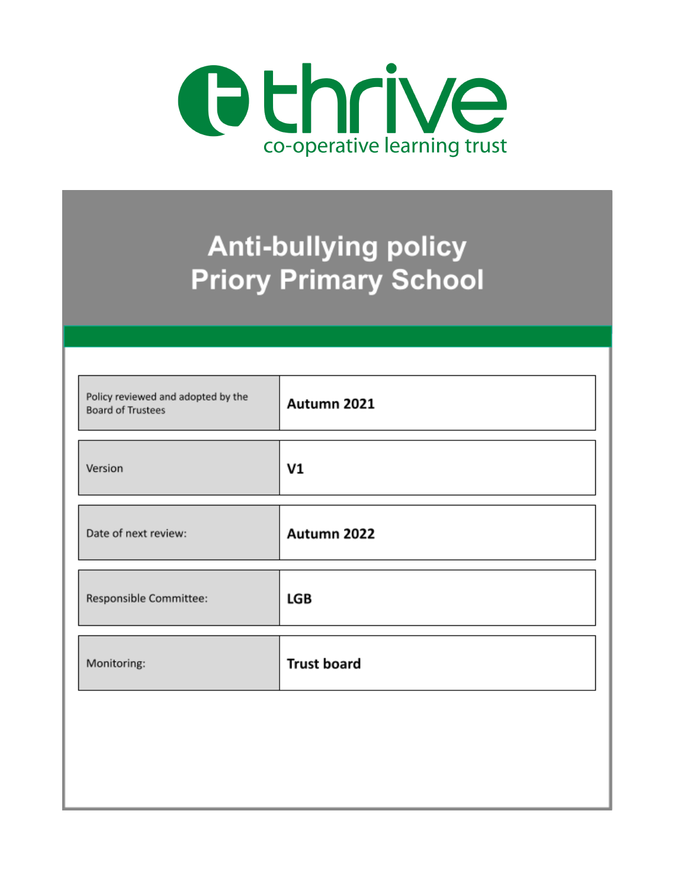thrive

co-operative learning trust

# Anti-bullying policy
# Priory Primary School

| | |
|---|---|
| Policy reviewed and adopted by the Board of Trustees | **Autumn 2021** |
| Version | **V1** |
| Date of next review: | **Autumn 2022** |
| Responsible Committee: | **LGB** |
| Monitoring: | **Trust board** |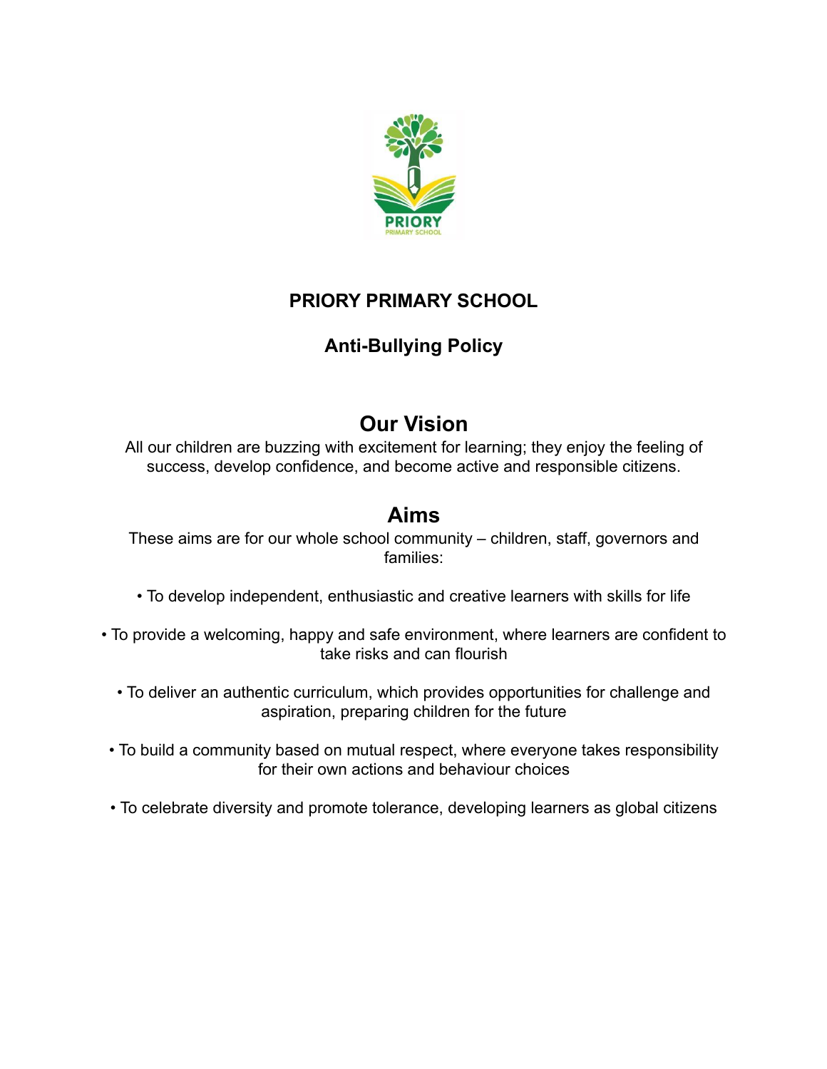**PRIORY PRIMARY SCHOOL**

**Anti-Bullying Policy**

## Our Vision

All our children are buzzing with excitement for learning; they enjoy the feeling of success, develop confidence, and become active and responsible citizens.

## Aims

These aims are for our whole school community – children, staff, governors and families:

• To develop independent, enthusiastic and creative learners with skills for life

• To provide a welcoming, happy and safe environment, where learners are confident to take risks and can flourish

• To deliver an authentic curriculum, which provides opportunities for challenge and aspiration, preparing children for the future

• To build a community based on mutual respect, where everyone takes responsibility for their own actions and behaviour choices

• To celebrate diversity and promote tolerance, developing learners as global citizens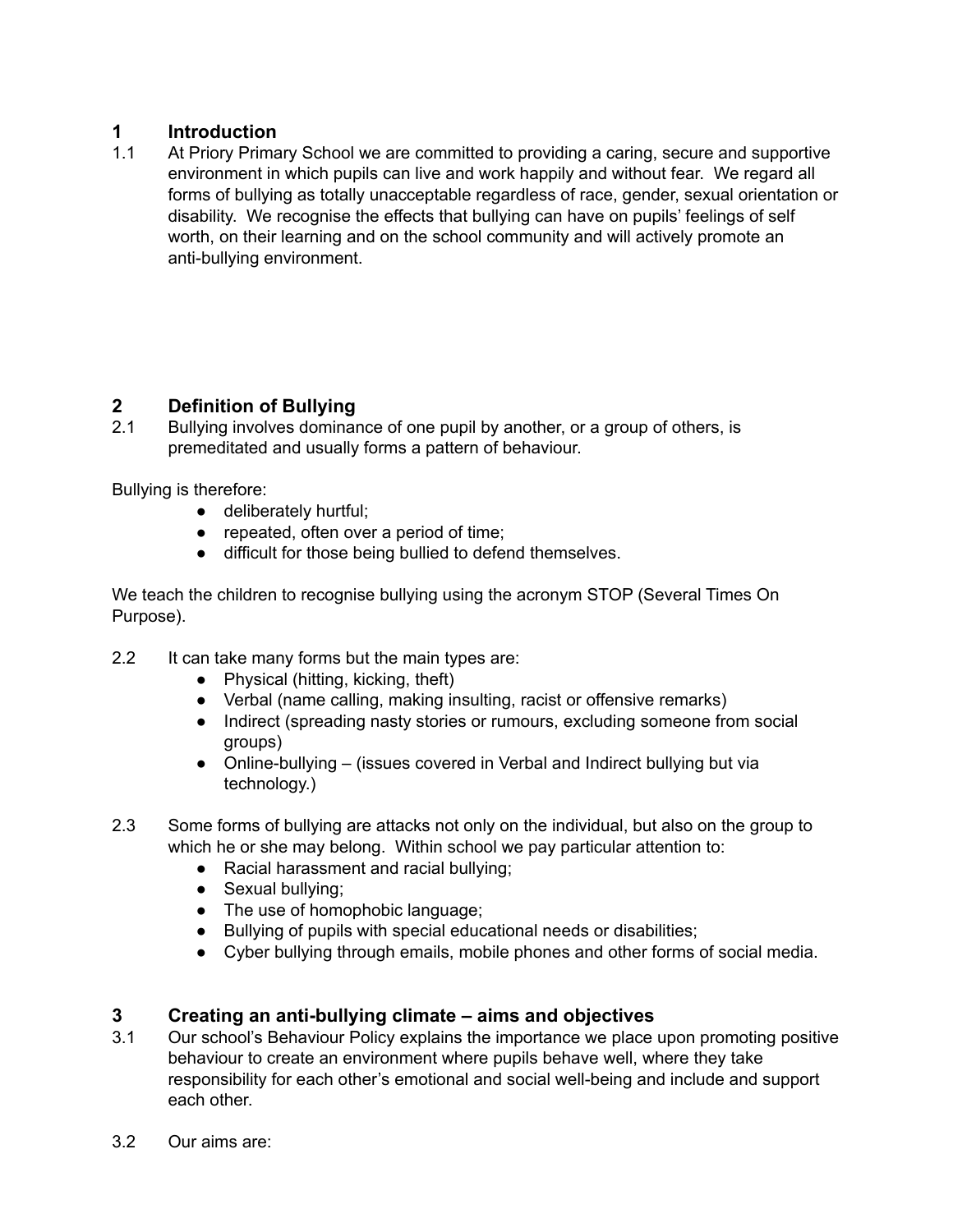## 1 Introduction

1.1 At Priory Primary School we are committed to providing a caring, secure and supportive environment in which pupils can live and work happily and without fear. We regard all forms of bullying as totally unacceptable regardless of race, gender, sexual orientation or disability. We recognise the effects that bullying can have on pupils' feelings of self worth, on their learning and on the school community and will actively promote an anti-bullying environment.

## 2 Definition of Bullying

2.1 Bullying involves dominance of one pupil by another, or a group of others, is premeditated and usually forms a pattern of behaviour.

Bullying is therefore:

- deliberately hurtful;
- repeated, often over a period of time;
- difficult for those being bullied to defend themselves.

We teach the children to recognise bullying using the acronym STOP (Several Times On Purpose).

2.2 It can take many forms but the main types are:

- Physical (hitting, kicking, theft)
- Verbal (name calling, making insulting, racist or offensive remarks)
- Indirect (spreading nasty stories or rumours, excluding someone from social groups)
- Online-bullying – (issues covered in Verbal and Indirect bullying but via technology.)

2.3 Some forms of bullying are attacks not only on the individual, but also on the group to which he or she may belong. Within school we pay particular attention to:

- Racial harassment and racial bullying;
- Sexual bullying;
- The use of homophobic language;
- Bullying of pupils with special educational needs or disabilities;
- Cyber bullying through emails, mobile phones and other forms of social media.

## 3 Creating an anti-bullying climate – aims and objectives

3.1 Our school's Behaviour Policy explains the importance we place upon promoting positive behaviour to create an environment where pupils behave well, where they take responsibility for each other's emotional and social well-being and include and support each other.

3.2 Our aims are: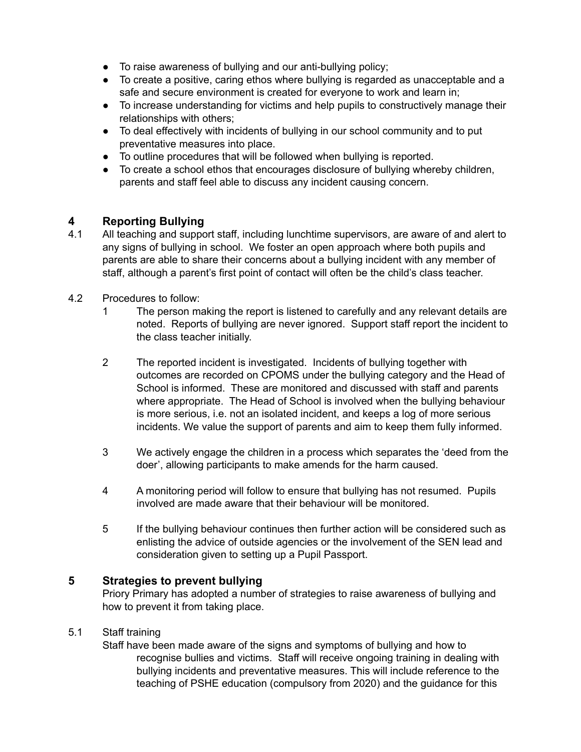- To raise awareness of bullying and our anti-bullying policy;
- To create a positive, caring ethos where bullying is regarded as unacceptable and a safe and secure environment is created for everyone to work and learn in;
- To increase understanding for victims and help pupils to constructively manage their relationships with others;
- To deal effectively with incidents of bullying in our school community and to put preventative measures into place.
- To outline procedures that will be followed when bullying is reported.
- To create a school ethos that encourages disclosure of bullying whereby children, parents and staff feel able to discuss any incident causing concern.

## 4 Reporting Bullying

4.1 All teaching and support staff, including lunchtime supervisors, are aware of and alert to any signs of bullying in school. We foster an open approach where both pupils and parents are able to share their concerns about a bullying incident with any member of staff, although a parent's first point of contact will often be the child's class teacher.

4.2 Procedures to follow:

1. The person making the report is listened to carefully and any relevant details are noted. Reports of bullying are never ignored. Support staff report the incident to the class teacher initially.

2. The reported incident is investigated. Incidents of bullying together with outcomes are recorded on CPOMS under the bullying category and the Head of School is informed. These are monitored and discussed with staff and parents where appropriate. The Head of School is involved when the bullying behaviour is more serious, i.e. not an isolated incident, and keeps a log of more serious incidents. We value the support of parents and aim to keep them fully informed.

3. We actively engage the children in a process which separates the 'deed from the doer', allowing participants to make amends for the harm caused.

4. A monitoring period will follow to ensure that bullying has not resumed. Pupils involved are made aware that their behaviour will be monitored.

5. If the bullying behaviour continues then further action will be considered such as enlisting the advice of outside agencies or the involvement of the SEN lead and consideration given to setting up a Pupil Passport.

## 5 Strategies to prevent bullying

Priory Primary has adopted a number of strategies to raise awareness of bullying and how to prevent it from taking place.

5.1 Staff training

Staff have been made aware of the signs and symptoms of bullying and how to recognise bullies and victims. Staff will receive ongoing training in dealing with bullying incidents and preventative measures. This will include reference to the teaching of PSHE education (compulsory from 2020) and the guidance for this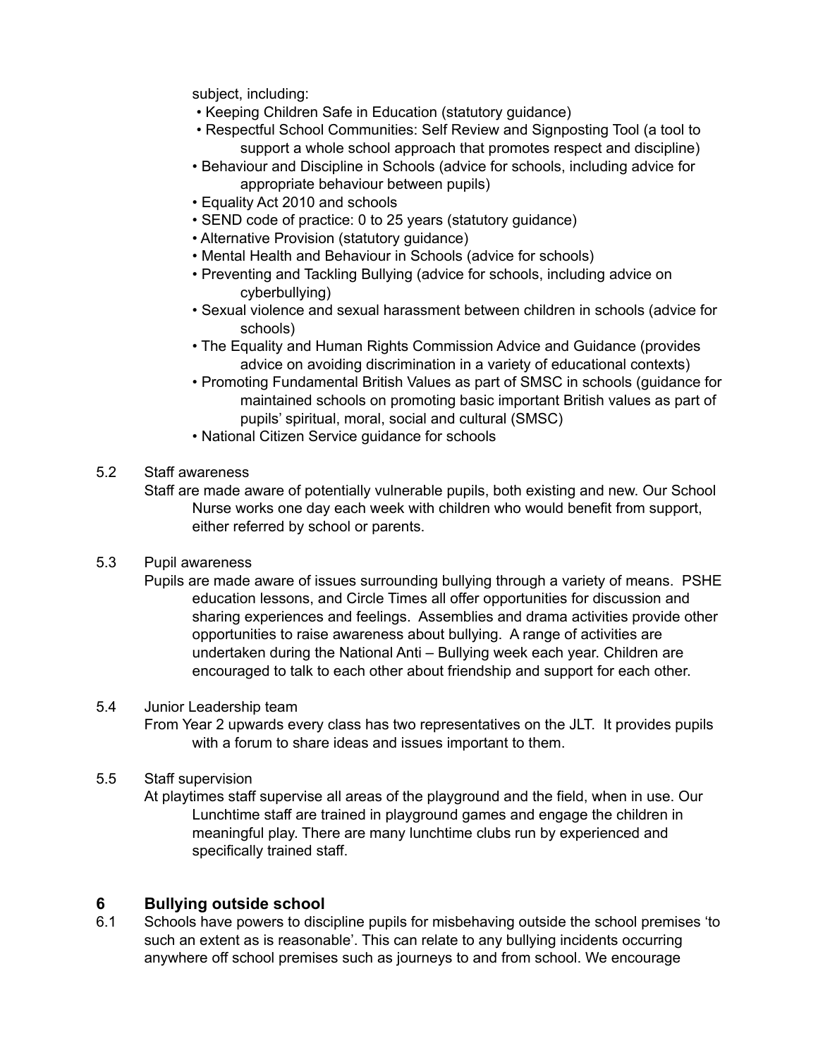subject, including:

- Keeping Children Safe in Education (statutory guidance)
- Respectful School Communities: Self Review and Signposting Tool (a tool to support a whole school approach that promotes respect and discipline)
- Behaviour and Discipline in Schools (advice for schools, including advice for appropriate behaviour between pupils)
- Equality Act 2010 and schools
- SEND code of practice: 0 to 25 years (statutory guidance)
- Alternative Provision (statutory guidance)
- Mental Health and Behaviour in Schools (advice for schools)
- Preventing and Tackling Bullying (advice for schools, including advice on cyberbullying)
- Sexual violence and sexual harassment between children in schools (advice for schools)
- The Equality and Human Rights Commission Advice and Guidance (provides advice on avoiding discrimination in a variety of educational contexts)
- Promoting Fundamental British Values as part of SMSC in schools (guidance for maintained schools on promoting basic important British values as part of pupils' spiritual, moral, social and cultural (SMSC)
- National Citizen Service guidance for schools

5.2 Staff awareness

Staff are made aware of potentially vulnerable pupils, both existing and new. Our School Nurse works one day each week with children who would benefit from support, either referred by school or parents.

5.3 Pupil awareness

Pupils are made aware of issues surrounding bullying through a variety of means. PSHE education lessons, and Circle Times all offer opportunities for discussion and sharing experiences and feelings. Assemblies and drama activities provide other opportunities to raise awareness about bullying. A range of activities are undertaken during the National Anti – Bullying week each year. Children are encouraged to talk to each other about friendship and support for each other.

5.4 Junior Leadership team

From Year 2 upwards every class has two representatives on the JLT. It provides pupils with a forum to share ideas and issues important to them.

5.5 Staff supervision

At playtimes staff supervise all areas of the playground and the field, when in use. Our Lunchtime staff are trained in playground games and engage the children in meaningful play. There are many lunchtime clubs run by experienced and specifically trained staff.

## 6 Bullying outside school

6.1 Schools have powers to discipline pupils for misbehaving outside the school premises 'to such an extent as is reasonable'. This can relate to any bullying incidents occurring anywhere off school premises such as journeys to and from school. We encourage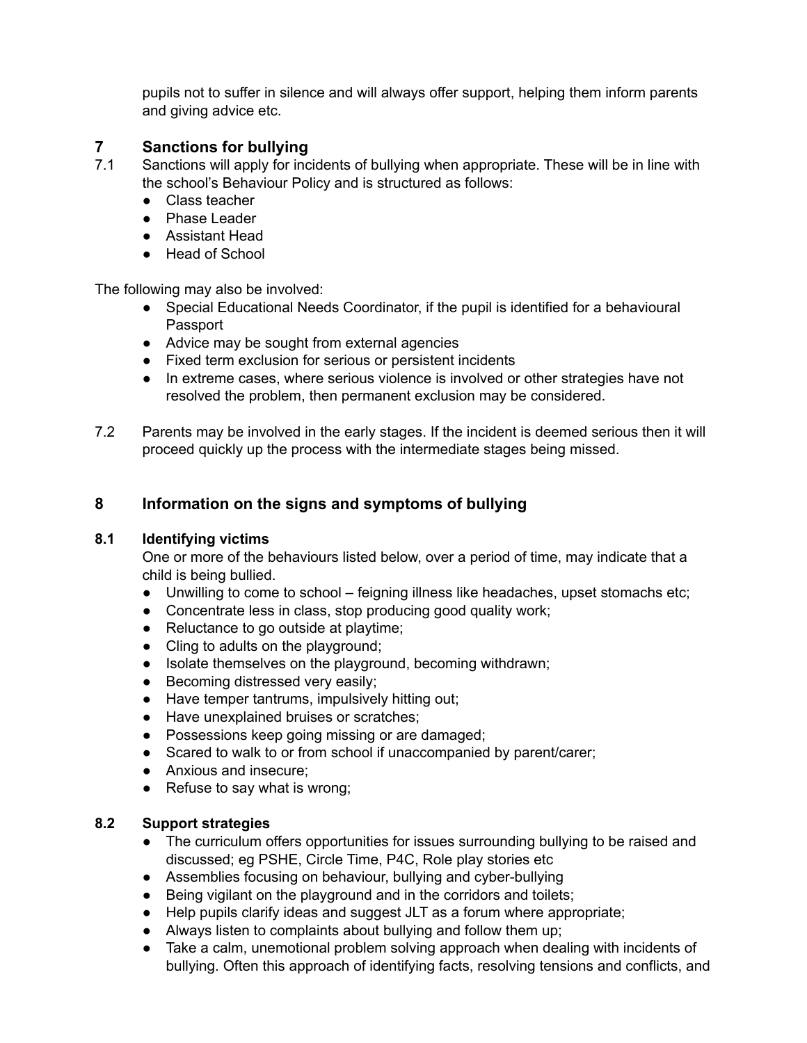pupils not to suffer in silence and will always offer support, helping them inform parents and giving advice etc.

## 7 Sanctions for bullying

7.1 Sanctions will apply for incidents of bullying when appropriate. These will be in line with the school's Behaviour Policy and is structured as follows:

- Class teacher
- Phase Leader
- Assistant Head
- Head of School

The following may also be involved:

- Special Educational Needs Coordinator, if the pupil is identified for a behavioural Passport
- Advice may be sought from external agencies
- Fixed term exclusion for serious or persistent incidents
- In extreme cases, where serious violence is involved or other strategies have not resolved the problem, then permanent exclusion may be considered.

7.2 Parents may be involved in the early stages. If the incident is deemed serious then it will proceed quickly up the process with the intermediate stages being missed.

## 8 Information on the signs and symptoms of bullying

### 8.1 Identifying victims

One or more of the behaviours listed below, over a period of time, may indicate that a child is being bullied.

- Unwilling to come to school – feigning illness like headaches, upset stomachs etc;
- Concentrate less in class, stop producing good quality work;
- Reluctance to go outside at playtime;
- Cling to adults on the playground;
- Isolate themselves on the playground, becoming withdrawn;
- Becoming distressed very easily;
- Have temper tantrums, impulsively hitting out;
- Have unexplained bruises or scratches;
- Possessions keep going missing or are damaged;
- Scared to walk to or from school if unaccompanied by parent/carer;
- Anxious and insecure;
- Refuse to say what is wrong;

### 8.2 Support strategies

- The curriculum offers opportunities for issues surrounding bullying to be raised and discussed; eg PSHE, Circle Time, P4C, Role play stories etc
- Assemblies focusing on behaviour, bullying and cyber-bullying
- Being vigilant on the playground and in the corridors and toilets;
- Help pupils clarify ideas and suggest JLT as a forum where appropriate;
- Always listen to complaints about bullying and follow them up;
- Take a calm, unemotional problem solving approach when dealing with incidents of bullying. Often this approach of identifying facts, resolving tensions and conflicts, and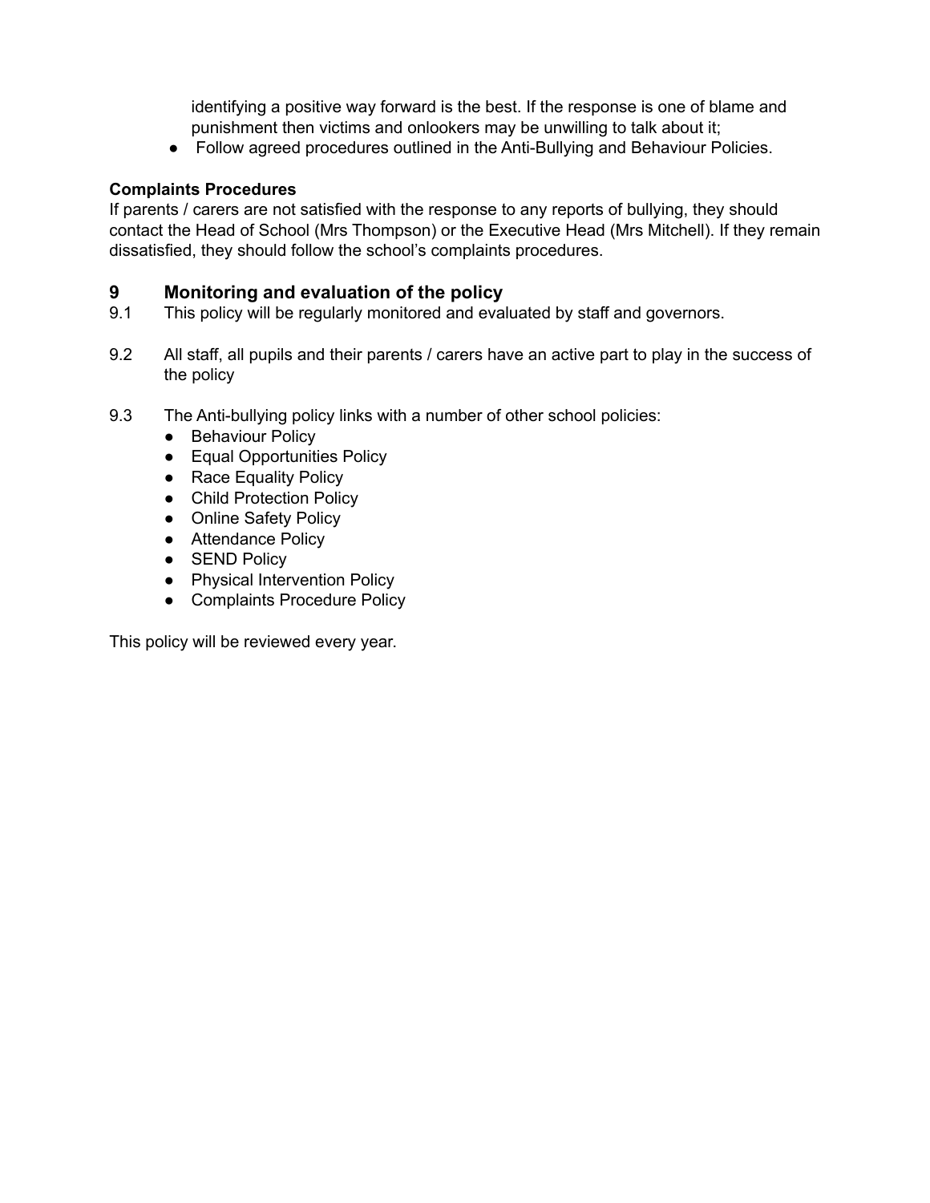identifying a positive way forward is the best. If the response is one of blame and punishment then victims and onlookers may be unwilling to talk about it;

- Follow agreed procedures outlined in the Anti-Bullying and Behaviour Policies.

**Complaints Procedures**

If parents / carers are not satisfied with the response to any reports of bullying, they should contact the Head of School (Mrs Thompson) or the Executive Head (Mrs Mitchell). If they remain dissatisfied, they should follow the school's complaints procedures.

## 9 Monitoring and evaluation of the policy

9.1 This policy will be regularly monitored and evaluated by staff and governors.

9.2 All staff, all pupils and their parents / carers have an active part to play in the success of the policy

9.3 The Anti-bullying policy links with a number of other school policies:

- Behaviour Policy
- Equal Opportunities Policy
- Race Equality Policy
- Child Protection Policy
- Online Safety Policy
- Attendance Policy
- SEND Policy
- Physical Intervention Policy
- Complaints Procedure Policy

This policy will be reviewed every year.